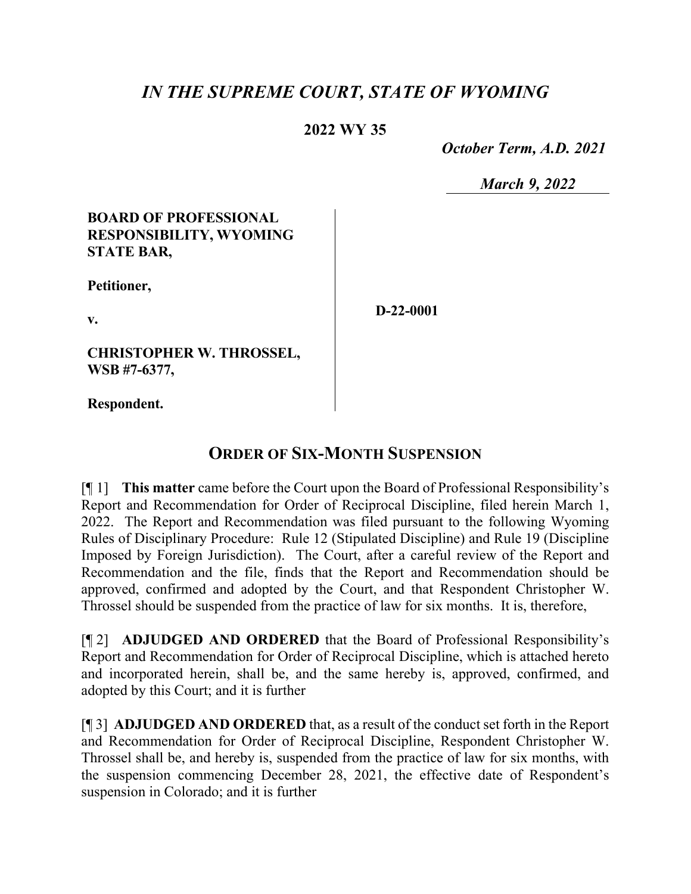# *IN THE SUPREME COURT, STATE OF WYOMING*

**2022 WY 35**

*October Term, A.D. 2021*

*March 9, 2022*

**BOARD OF PROFESSIONAL RESPONSIBILITY, WYOMING STATE BAR,**

**Petitioner,**

**v.**

**CHRISTOPHER W. THROSSEL, WSB #7-6377,**

**Respondent.**

**D-22-0001**

## ORDER OF SIX-MONTH SUSPENSION

[¶ 1] **This matter** came before the Court upon the Board of Professional Responsibility's Report and Recommendation for Order of Reciprocal Discipline, filed herein March 1, 2022. The Report and Recommendation was filed pursuant to the following Wyoming Rules of Disciplinary Procedure: Rule 12 (Stipulated Discipline) and Rule 19 (Discipline Imposed by Foreign Jurisdiction). The Court, after a careful review of the Report and Recommendation and the file, finds that the Report and Recommendation should be approved, confirmed and adopted by the Court, and that Respondent Christopher W. Throssel should be suspended from the practice of law for six months. It is, therefore,

[¶ 2] **ADJUDGED AND ORDERED** that the Board of Professional Responsibility's Report and Recommendation for Order of Reciprocal Discipline, which is attached hereto and incorporated herein, shall be, and the same hereby is, approved, confirmed, and adopted by this Court; and it is further

[¶ 3] **ADJUDGED AND ORDERED** that, as a result of the conduct set forth in the Report and Recommendation for Order of Reciprocal Discipline, Respondent Christopher W. Throssel shall be, and hereby is, suspended from the practice of law for six months, with the suspension commencing December 28, 2021, the effective date of Respondent's suspension in Colorado; and it is further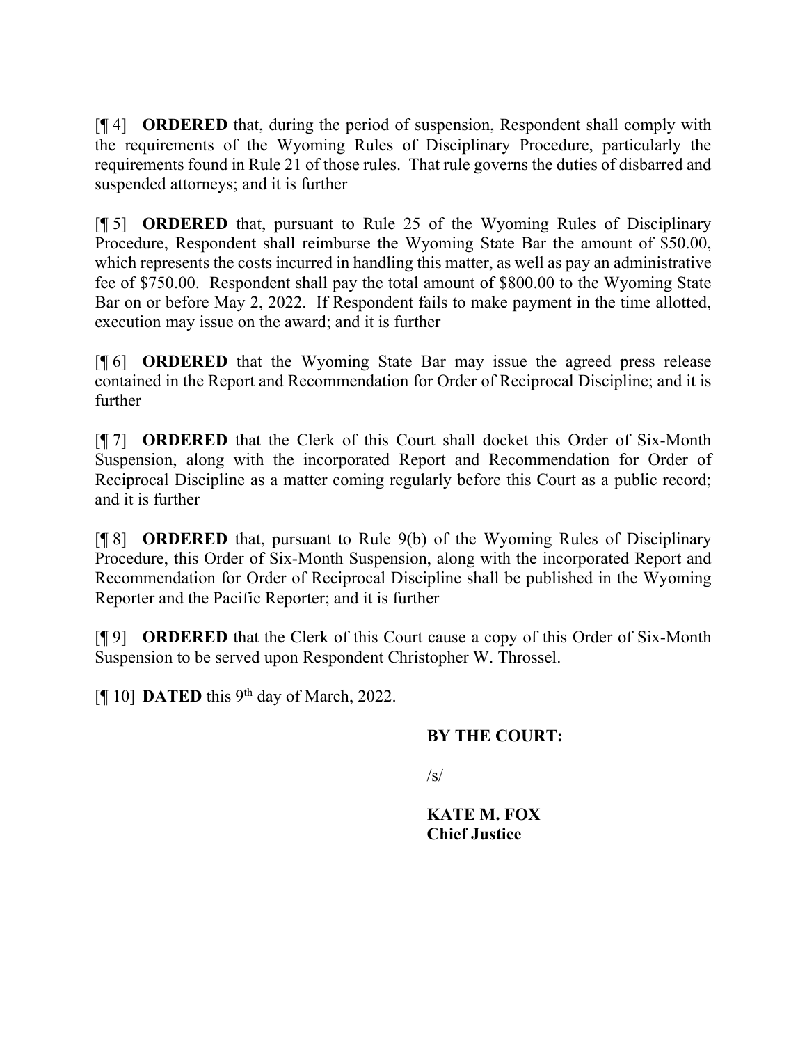[¶ 4] **ORDERED** that, during the period of suspension, Respondent shall comply with the requirements of the Wyoming Rules of Disciplinary Procedure, particularly the requirements found in Rule 21 of those rules. That rule governs the duties of disbarred and suspended attorneys; and it is further

[¶ 5] **ORDERED** that, pursuant to Rule 25 of the Wyoming Rules of Disciplinary Procedure, Respondent shall reimburse the Wyoming State Bar the amount of $50.00, which represents the costs incurred in handling this matter, as well as pay an administrative fee of $750.00. Respondent shall pay the total amount of $800.00 to the Wyoming State Bar on or before May 2, 2022. If Respondent fails to make payment in the time allotted, execution may issue on the award; and it is further

[¶ 6] **ORDERED** that the Wyoming State Bar may issue the agreed press release contained in the Report and Recommendation for Order of Reciprocal Discipline; and it is further

[¶ 7] **ORDERED** that the Clerk of this Court shall docket this Order of Six-Month Suspension, along with the incorporated Report and Recommendation for Order of Reciprocal Discipline as a matter coming regularly before this Court as a public record; and it is further

[¶ 8] **ORDERED** that, pursuant to Rule 9(b) of the Wyoming Rules of Disciplinary Procedure, this Order of Six-Month Suspension, along with the incorporated Report and Recommendation for Order of Reciprocal Discipline shall be published in the Wyoming Reporter and the Pacific Reporter; and it is further

[¶ 9] **ORDERED** that the Clerk of this Court cause a copy of this Order of Six-Month Suspension to be served upon Respondent Christopher W. Throssel.

[¶ 10] **DATED** this 9th day of March, 2022.

**BY THE COURT:**

/s/

**KATE M. FOX**
**Chief Justice**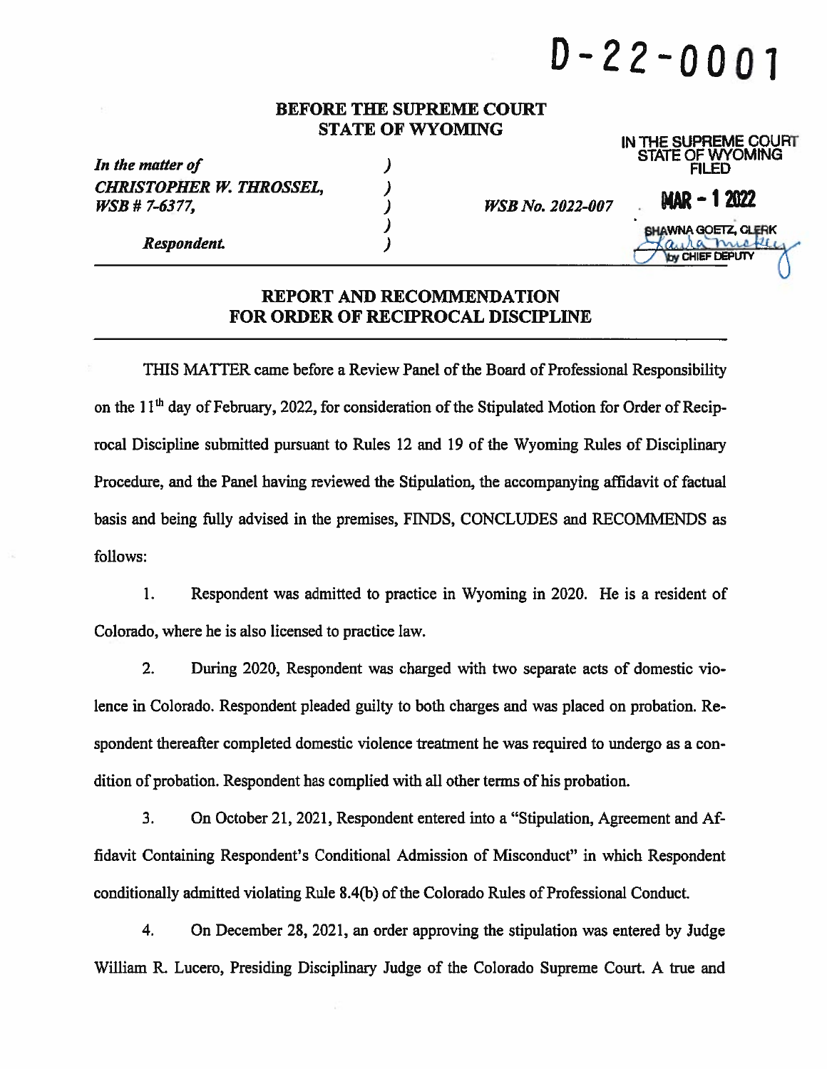# D-22-0001

**BEFORE THE SUPREME COURT**
**STATE OF WYOMING**

IN THE SUPREME COURT
STATE OF WYOMING
FILED

MAR - 1 2022

SHAWNA GOETZ, CLERK
by CHIEF DEPUTY

*In the matter of*
*CHRISTOPHER W. THROSSEL,*
*WSB # 7-6377,*

*Respondent.*

*WSB No. 2022-007*

## REPORT AND RECOMMENDATION FOR ORDER OF RECIPROCAL DISCIPLINE

THIS MATTER came before a Review Panel of the Board of Professional Responsibility on the 11th day of February, 2022, for consideration of the Stipulated Motion for Order of Reciprocal Discipline submitted pursuant to Rules 12 and 19 of the Wyoming Rules of Disciplinary Procedure, and the Panel having reviewed the Stipulation, the accompanying affidavit of factual basis and being fully advised in the premises, FINDS, CONCLUDES and RECOMMENDS as follows:

1. Respondent was admitted to practice in Wyoming in 2020. He is a resident of Colorado, where he is also licensed to practice law.

2. During 2020, Respondent was charged with two separate acts of domestic violence in Colorado. Respondent pleaded guilty to both charges and was placed on probation. Respondent thereafter completed domestic violence treatment he was required to undergo as a condition of probation. Respondent has complied with all other terms of his probation.

3. On October 21, 2021, Respondent entered into a "Stipulation, Agreement and Affidavit Containing Respondent's Conditional Admission of Misconduct" in which Respondent conditionally admitted violating Rule 8.4(b) of the Colorado Rules of Professional Conduct.

4. On December 28, 2021, an order approving the stipulation was entered by Judge William R. Lucero, Presiding Disciplinary Judge of the Colorado Supreme Court. A true and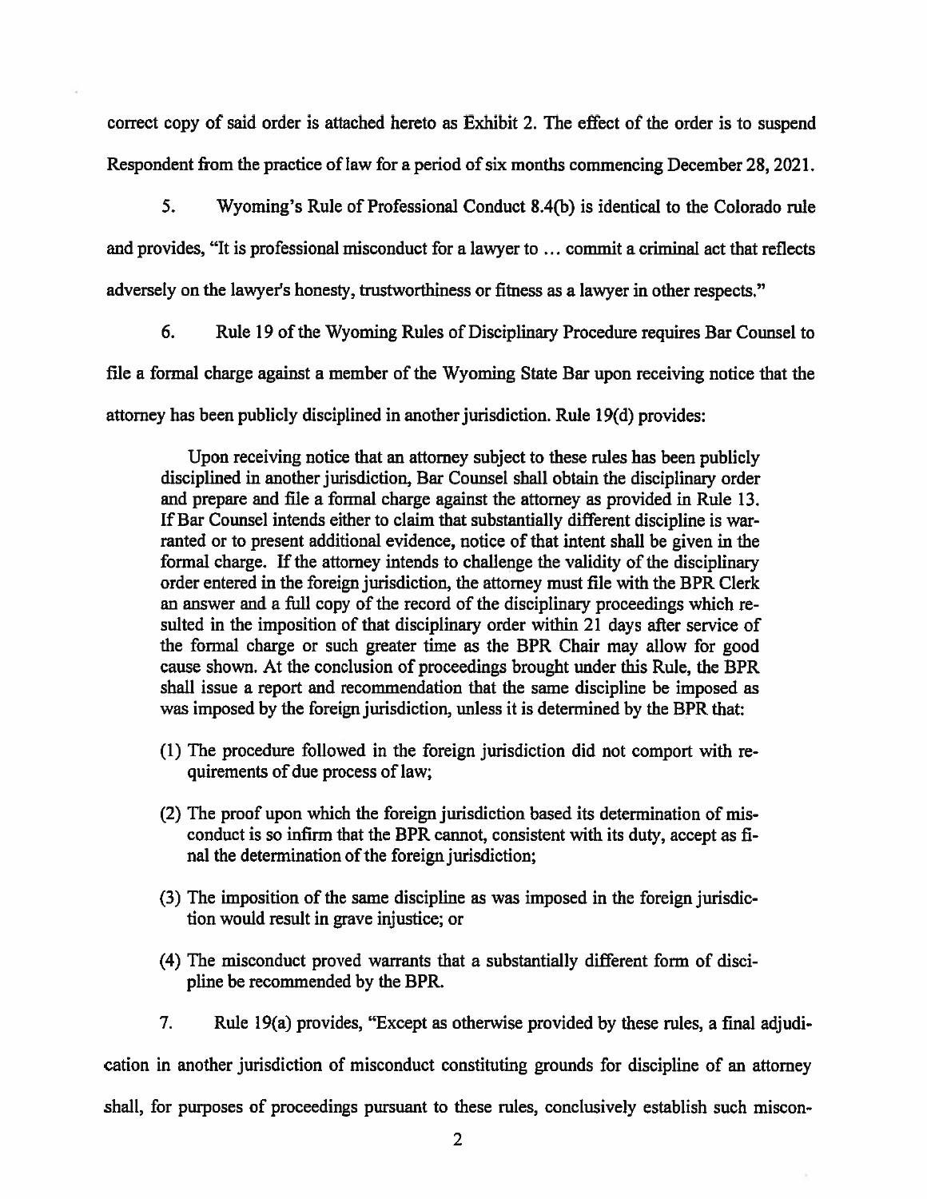correct copy of said order is attached hereto as Exhibit 2. The effect of the order is to suspend Respondent from the practice of law for a period of six months commencing December 28, 2021.

5. Wyoming's Rule of Professional Conduct 8.4(b) is identical to the Colorado rule and provides, "It is professional misconduct for a lawyer to ... commit a criminal act that reflects adversely on the lawyer's honesty, trustworthiness or fitness as a lawyer in other respects."

6. Rule 19 of the Wyoming Rules of Disciplinary Procedure requires Bar Counsel to file a formal charge against a member of the Wyoming State Bar upon receiving notice that the attorney has been publicly disciplined in another jurisdiction. Rule 19(d) provides:

> Upon receiving notice that an attorney subject to these rules has been publicly disciplined in another jurisdiction, Bar Counsel shall obtain the disciplinary order and prepare and file a formal charge against the attorney as provided in Rule 13. If Bar Counsel intends either to claim that substantially different discipline is warranted or to present additional evidence, notice of that intent shall be given in the formal charge. If the attorney intends to challenge the validity of the disciplinary order entered in the foreign jurisdiction, the attorney must file with the BPR Clerk an answer and a full copy of the record of the disciplinary proceedings which resulted in the imposition of that disciplinary order within 21 days after service of the formal charge or such greater time as the BPR Chair may allow for good cause shown. At the conclusion of proceedings brought under this Rule, the BPR shall issue a report and recommendation that the same discipline be imposed as was imposed by the foreign jurisdiction, unless it is determined by the BPR that:
>
> (1) The procedure followed in the foreign jurisdiction did not comport with requirements of due process of law;
>
> (2) The proof upon which the foreign jurisdiction based its determination of misconduct is so infirm that the BPR cannot, consistent with its duty, accept as final the determination of the foreign jurisdiction;
>
> (3) The imposition of the same discipline as was imposed in the foreign jurisdiction would result in grave injustice; or
>
> (4) The misconduct proved warrants that a substantially different form of discipline be recommended by the BPR.

7. Rule 19(a) provides, "Except as otherwise provided by these rules, a final adjudication in another jurisdiction of misconduct constituting grounds for discipline of an attorney shall, for purposes of proceedings pursuant to these rules, conclusively establish such miscon-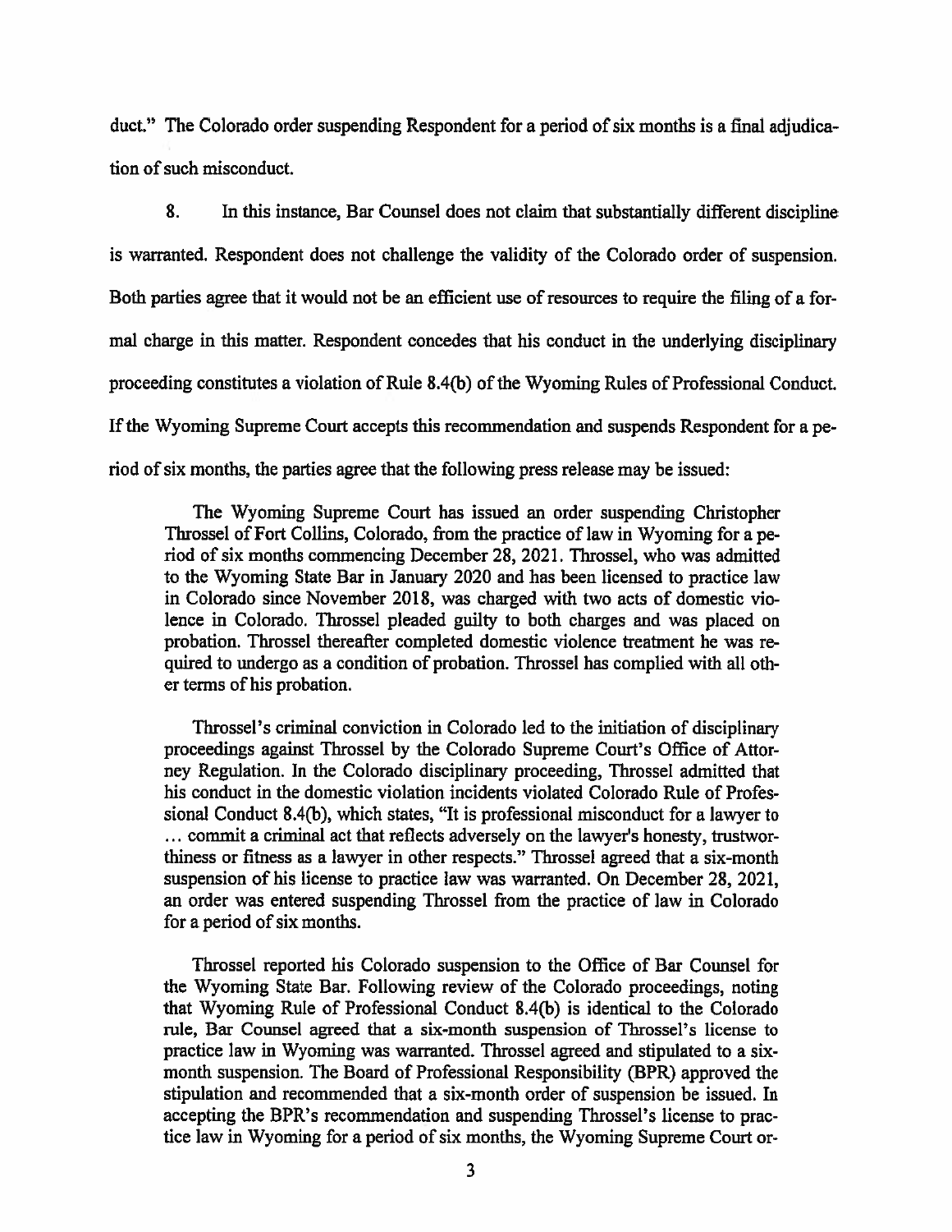duct." The Colorado order suspending Respondent for a period of six months is a final adjudication of such misconduct.

8. In this instance, Bar Counsel does not claim that substantially different discipline is warranted. Respondent does not challenge the validity of the Colorado order of suspension. Both parties agree that it would not be an efficient use of resources to require the filing of a formal charge in this matter. Respondent concedes that his conduct in the underlying disciplinary proceeding constitutes a violation of Rule 8.4(b) of the Wyoming Rules of Professional Conduct. If the Wyoming Supreme Court accepts this recommendation and suspends Respondent for a period of six months, the parties agree that the following press release may be issued:

> The Wyoming Supreme Court has issued an order suspending Christopher Throssel of Fort Collins, Colorado, from the practice of law in Wyoming for a period of six months commencing December 28, 2021. Throssel, who was admitted to the Wyoming State Bar in January 2020 and has been licensed to practice law in Colorado since November 2018, was charged with two acts of domestic violence in Colorado. Throssel pleaded guilty to both charges and was placed on probation. Throssel thereafter completed domestic violence treatment he was required to undergo as a condition of probation. Throssel has complied with all other terms of his probation.
>
> Throssel's criminal conviction in Colorado led to the initiation of disciplinary proceedings against Throssel by the Colorado Supreme Court's Office of Attorney Regulation. In the Colorado disciplinary proceeding, Throssel admitted that his conduct in the domestic violation incidents violated Colorado Rule of Professional Conduct 8.4(b), which states, "It is professional misconduct for a lawyer to … commit a criminal act that reflects adversely on the lawyer's honesty, trustworthiness or fitness as a lawyer in other respects." Throssel agreed that a six-month suspension of his license to practice law was warranted. On December 28, 2021, an order was entered suspending Throssel from the practice of law in Colorado for a period of six months.
>
> Throssel reported his Colorado suspension to the Office of Bar Counsel for the Wyoming State Bar. Following review of the Colorado proceedings, noting that Wyoming Rule of Professional Conduct 8.4(b) is identical to the Colorado rule, Bar Counsel agreed that a six-month suspension of Throssel's license to practice law in Wyoming was warranted. Throssel agreed and stipulated to a six-month suspension. The Board of Professional Responsibility (BPR) approved the stipulation and recommended that a six-month order of suspension be issued. In accepting the BPR's recommendation and suspending Throssel's license to practice law in Wyoming for a period of six months, the Wyoming Supreme Court or-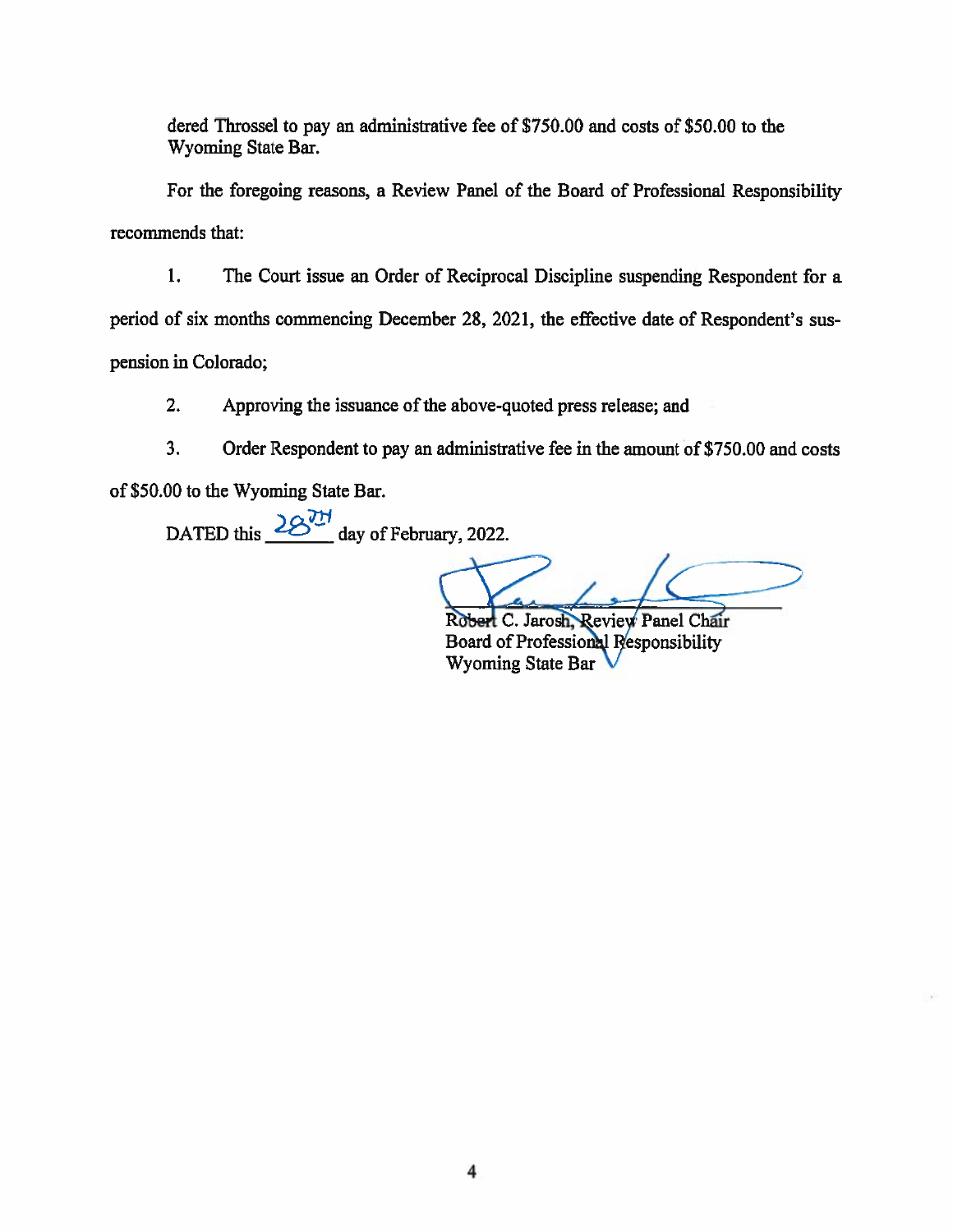dered Throssel to pay an administrative fee of $750.00 and costs of $50.00 to the Wyoming State Bar.

For the foregoing reasons, a Review Panel of the Board of Professional Responsibility recommends that:

1. The Court issue an Order of Reciprocal Discipline suspending Respondent for a period of six months commencing December 28, 2021, the effective date of Respondent's suspension in Colorado;

2. Approving the issuance of the above-quoted press release; and

3. Order Respondent to pay an administrative fee in the amount of $750.00 and costs of $50.00 to the Wyoming State Bar.

DATED this 28TH day of February, 2022.

Robert C. Jarosh, Review Panel Chair
Board of Professional Responsibility
Wyoming State Bar